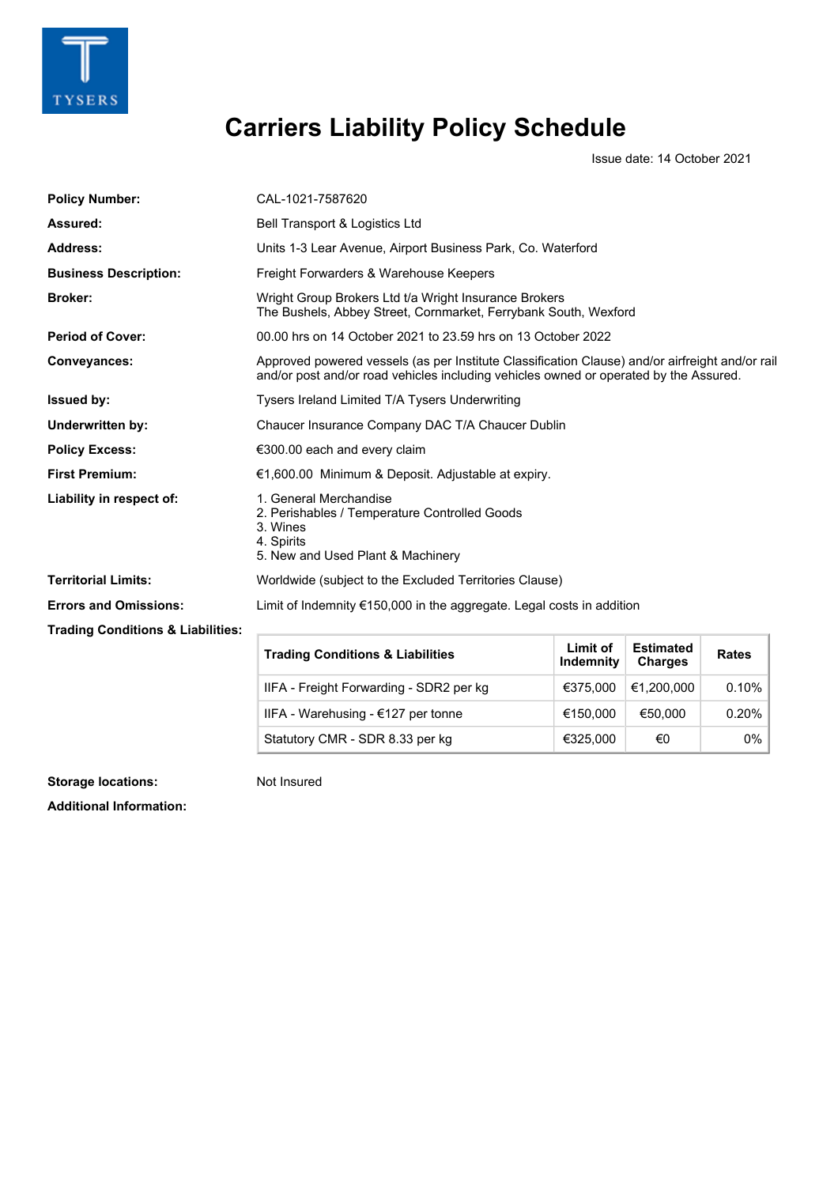# Carriers Liability Policy Schedule

Issue date: 14 October 2021

**Policy Number:** CAL-1021-7587620

**Assured:** Bell Transport & Logistics Ltd

**Address:** Units 1-3 Lear Avenue, Airport Business Park, Co. Waterford

**Business Description:** Freight Forwarders & Warehouse Keepers

**Broker:** Wright Group Brokers Ltd t/a Wright Insurance Brokers
The Bushels, Abbey Street, Cornmarket, Ferrybank South, Wexford

**Period of Cover:** 00.00 hrs on 14 October 2021 to 23.59 hrs on 13 October 2022

**Conveyances:** Approved powered vessels (as per Institute Classification Clause) and/or airfreight and/or rail and/or post and/or road vehicles including vehicles owned or operated by the Assured.

**Issued by:** Tysers Ireland Limited T/A Tysers Underwriting

**Underwritten by:** Chaucer Insurance Company DAC T/A Chaucer Dublin

**Policy Excess:** €300.00 each and every claim

**First Premium:** €1,600.00 Minimum & Deposit. Adjustable at expiry.

**Liability in respect of:**

1. General Merchandise
2. Perishables / Temperature Controlled Goods
3. Wines
4. Spirits
5. New and Used Plant & Machinery

**Territorial Limits:** Worldwide (subject to the Excluded Territories Clause)

**Errors and Omissions:** Limit of Indemnity €150,000 in the aggregate. Legal costs in addition

**Trading Conditions & Liabilities:**

| Trading Conditions & Liabilities | Limit of Indemnity | Estimated Charges | Rates |
|---|---|---|---|
| IIFA - Freight Forwarding - SDR2 per kg | €375,000 | €1,200,000 | 0.10% |
| IIFA - Warehusing - €127 per tonne | €150,000 | €50,000 | 0.20% |
| Statutory CMR - SDR 8.33 per kg | €325,000 | €0 | 0% |

**Storage locations:** Not Insured

**Additional Information:**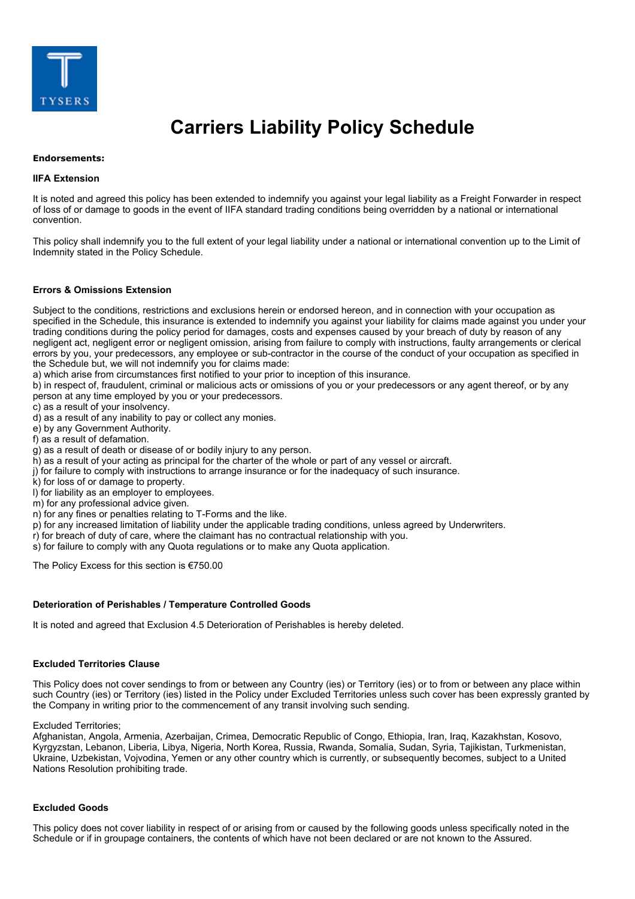# Carriers Liability Policy Schedule

**Endorsements:**

**IIFA Extension**

It is noted and agreed this policy has been extended to indemnify you against your legal liability as a Freight Forwarder in respect of loss of or damage to goods in the event of IIFA standard trading conditions being overridden by a national or international convention.

This policy shall indemnify you to the full extent of your legal liability under a national or international convention up to the Limit of Indemnity stated in the Policy Schedule.

**Errors & Omissions Extension**

Subject to the conditions, restrictions and exclusions herein or endorsed hereon, and in connection with your occupation as specified in the Schedule, this insurance is extended to indemnify you against your liability for claims made against you under your trading conditions during the policy period for damages, costs and expenses caused by your breach of duty by reason of any negligent act, negligent error or negligent omission, arising from failure to comply with instructions, faulty arrangements or clerical errors by you, your predecessors, any employee or sub-contractor in the course of the conduct of your occupation as specified in the Schedule but, we will not indemnify you for claims made:
a) which arise from circumstances first notified to your prior to inception of this insurance.
b) in respect of, fraudulent, criminal or malicious acts or omissions of you or your predecessors or any agent thereof, or by any person at any time employed by you or your predecessors.
c) as a result of your insolvency.
d) as a result of any inability to pay or collect any monies.
e) by any Government Authority.
f) as a result of defamation.
g) as a result of death or disease of or bodily injury to any person.
h) as a result of your acting as principal for the charter of the whole or part of any vessel or aircraft.
j) for failure to comply with instructions to arrange insurance or for the inadequacy of such insurance.
k) for loss of or damage to property.
l) for liability as an employer to employees.
m) for any professional advice given.
n) for any fines or penalties relating to T-Forms and the like.
p) for any increased limitation of liability under the applicable trading conditions, unless agreed by Underwriters.
r) for breach of duty of care, where the claimant has no contractual relationship with you.
s) for failure to comply with any Quota regulations or to make any Quota application.

The Policy Excess for this section is €750.00

**Deterioration of Perishables / Temperature Controlled Goods**

It is noted and agreed that Exclusion 4.5 Deterioration of Perishables is hereby deleted.

**Excluded Territories Clause**

This Policy does not cover sendings to from or between any Country (ies) or Territory (ies) or to from or between any place within such Country (ies) or Territory (ies) listed in the Policy under Excluded Territories unless such cover has been expressly granted by the Company in writing prior to the commencement of any transit involving such sending.

Excluded Territories;
Afghanistan, Angola, Armenia, Azerbaijan, Crimea, Democratic Republic of Congo, Ethiopia, Iran, Iraq, Kazakhstan, Kosovo, Kyrgyzstan, Lebanon, Liberia, Libya, Nigeria, North Korea, Russia, Rwanda, Somalia, Sudan, Syria, Tajikistan, Turkmenistan, Ukraine, Uzbekistan, Vojvodina, Yemen or any other country which is currently, or subsequently becomes, subject to a United Nations Resolution prohibiting trade.

**Excluded Goods**

This policy does not cover liability in respect of or arising from or caused by the following goods unless specifically noted in the Schedule or if in groupage containers, the contents of which have not been declared or are not known to the Assured.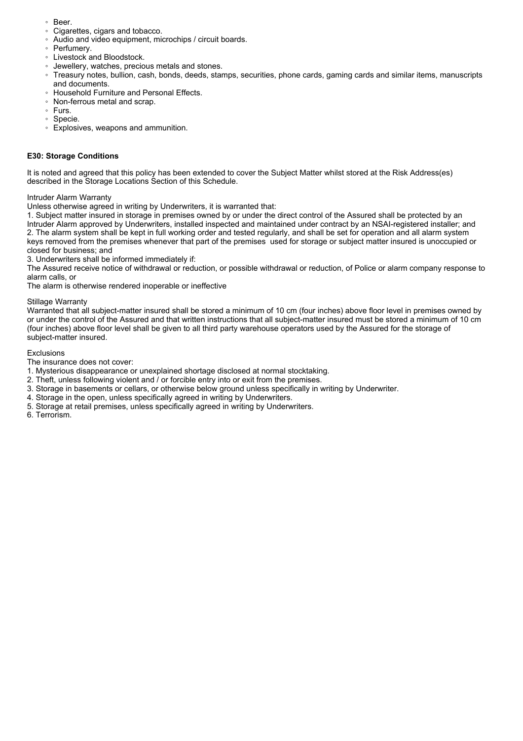- Beer.
- Cigarettes, cigars and tobacco.
- Audio and video equipment, microchips / circuit boards.
- Perfumery.
- Livestock and Bloodstock.
- Jewellery, watches, precious metals and stones.
- Treasury notes, bullion, cash, bonds, deeds, stamps, securities, phone cards, gaming cards and similar items, manuscripts and documents.
- Household Furniture and Personal Effects.
- Non-ferrous metal and scrap.
- Furs.
- Specie.
- Explosives, weapons and ammunition.

**E30: Storage Conditions**

It is noted and agreed that this policy has been extended to cover the Subject Matter whilst stored at the Risk Address(es) described in the Storage Locations Section of this Schedule.

Intruder Alarm Warranty
Unless otherwise agreed in writing by Underwriters, it is warranted that:
1. Subject matter insured in storage in premises owned by or under the direct control of the Assured shall be protected by an Intruder Alarm approved by Underwriters, installed inspected and maintained under contract by an NSAI-registered installer; and
2. The alarm system shall be kept in full working order and tested regularly, and shall be set for operation and all alarm system keys removed from the premises whenever that part of the premises used for storage or subject matter insured is unoccupied or closed for business; and
3. Underwriters shall be informed immediately if:
The Assured receive notice of withdrawal or reduction, or possible withdrawal or reduction, of Police or alarm company response to alarm calls, or
The alarm is otherwise rendered inoperable or ineffective

Stillage Warranty
Warranted that all subject-matter insured shall be stored a minimum of 10 cm (four inches) above floor level in premises owned by or under the control of the Assured and that written instructions that all subject-matter insured must be stored a minimum of 10 cm (four inches) above floor level shall be given to all third party warehouse operators used by the Assured for the storage of subject-matter insured.

Exclusions
The insurance does not cover:
1. Mysterious disappearance or unexplained shortage disclosed at normal stocktaking.
2. Theft, unless following violent and / or forcible entry into or exit from the premises.
3. Storage in basements or cellars, or otherwise below ground unless specifically in writing by Underwriter.
4. Storage in the open, unless specifically agreed in writing by Underwriters.
5. Storage at retail premises, unless specifically agreed in writing by Underwriters.
6. Terrorism.